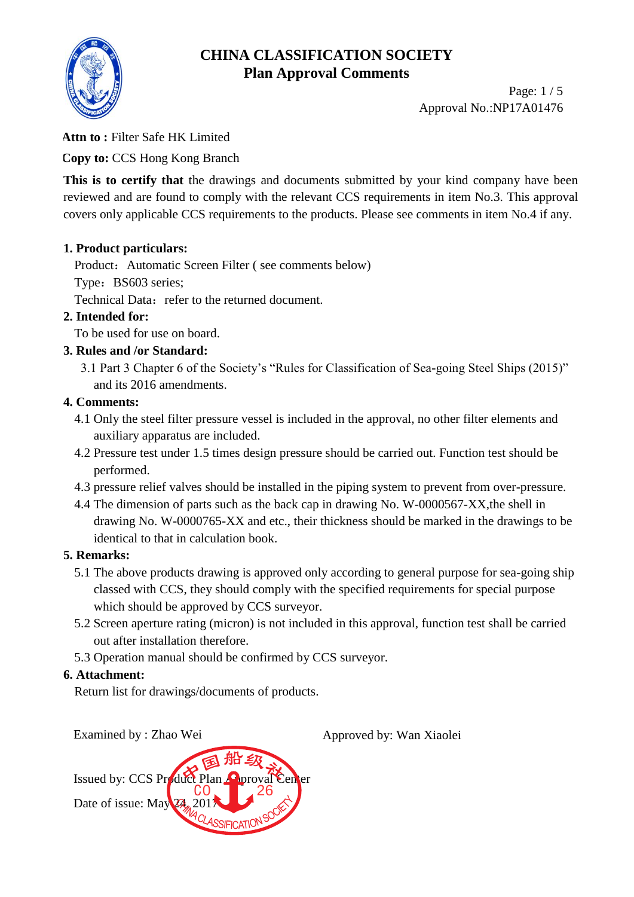# CHINA CLASSIFICATION SOCIETY
## Plan Approval Comments

Approval No.:NP17A01476

**Attn to :** Filter Safe HK Limited

**Copy to:** CCS Hong Kong Branch

**This is to certify that** the drawings and documents submitted by your kind company have been reviewed and are found to comply with the relevant CCS requirements in item No.3. This approval covers only applicable CCS requirements to the products. Please see comments in item No.4 if any.

**1. Product particulars:**

Product：Automatic Screen Filter ( see comments below)

Type：BS603 series;

Technical Data：refer to the returned document.

**2. Intended for:**

To be used for use on board.

**3. Rules and /or Standard:**

3.1 Part 3 Chapter 6 of the Society's "Rules for Classification of Sea-going Steel Ships (2015)" and its 2016 amendments.

**4. Comments:**

4.1 Only the steel filter pressure vessel is included in the approval, no other filter elements and auxiliary apparatus are included.

4.2 Pressure test under 1.5 times design pressure should be carried out. Function test should be performed.

4.3 pressure relief valves should be installed in the piping system to prevent from over-pressure.

4.4 The dimension of parts such as the back cap in drawing No. W-0000567-XX,the shell in drawing No. W-0000765-XX and etc., their thickness should be marked in the drawings to be identical to that in calculation book.

**5. Remarks:**

5.1 The above products drawing is approved only according to general purpose for sea-going ship classed with CCS, they should comply with the specified requirements for special purpose which should be approved by CCS surveyor.

5.2 Screen aperture rating (micron) is not included in this approval, function test shall be carried out after installation therefore.

5.3 Operation manual should be confirmed by CCS surveyor.

**6. Attachment:**

Return list for drawings/documents of products.

Examined by : Zhao Wei

Approved by: Wan Xiaolei

Issued by: CCS Product Plan Approval Center

Date of issue: May 24, 2017

中国船级社 CO 26 CHINA CLASSIFICATION SOCIETY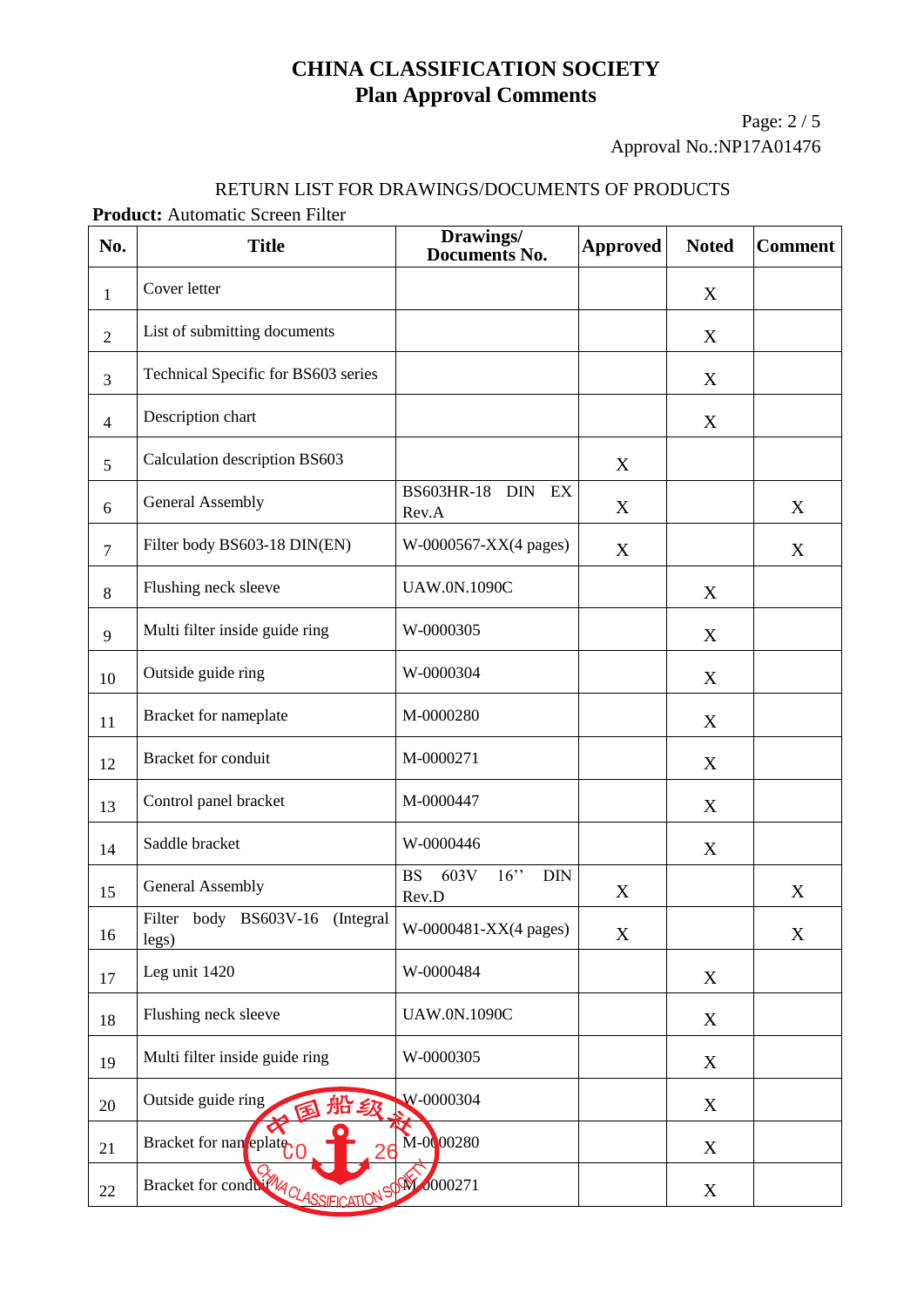# CHINA CLASSIFICATION SOCIETY
## Plan Approval Comments

Approval No.:NP17A01476

RETURN LIST FOR DRAWINGS/DOCUMENTS OF PRODUCTS

**Product:** Automatic Screen Filter

| No. | Title | Drawings/ Documents No. | Approved | Noted | Comment |
|---|---|---|---|---|---|
| 1 | Cover letter | | | X | |
| 2 | List of submitting documents | | | X | |
| 3 | Technical Specific for BS603 series | | | X | |
| 4 | Description chart | | | X | |
| 5 | Calculation description BS603 | | X | | |
| 6 | General Assembly | BS603HR-18 DIN EX Rev.A | X | | X |
| 7 | Filter body BS603-18 DIN(EN) | W-0000567-XX(4 pages) | X | | X |
| 8 | Flushing neck sleeve | UAW.0N.1090C | | X | |
| 9 | Multi filter inside guide ring | W-0000305 | | X | |
| 10 | Outside guide ring | W-0000304 | | X | |
| 11 | Bracket for nameplate | M-0000280 | | X | |
| 12 | Bracket for conduit | M-0000271 | | X | |
| 13 | Control panel bracket | M-0000447 | | X | |
| 14 | Saddle bracket | W-0000446 | | X | |
| 15 | General Assembly | BS 603V 16'' DIN Rev.D | X | | X |
| 16 | Filter body BS603V-16 (Integral legs) | W-0000481-XX(4 pages) | X | | X |
| 17 | Leg unit 1420 | W-0000484 | | X | |
| 18 | Flushing neck sleeve | UAW.0N.1090C | | X | |
| 19 | Multi filter inside guide ring | W-0000305 | | X | |
| 20 | Outside guide ring | W-0000304 | | X | |
| 21 | Bracket for nameplate | M-0000280 | | X | |
| 22 | Bracket for conduit | M-0000271 | | X | |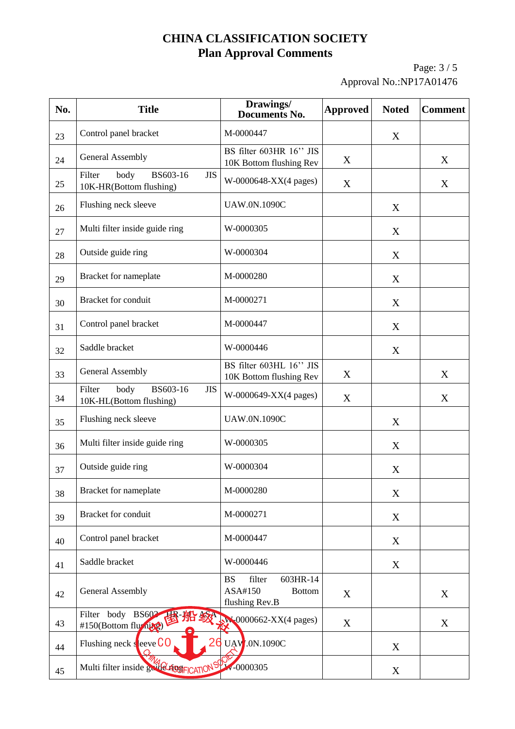# CHINA CLASSIFICATION SOCIETY
## Plan Approval Comments

Page: 3 / 5
Approval No.:NP17A01476

| No. | Title | Drawings/ Documents No. | Approved | Noted | Comment |
|---|---|---|---|---|---|
| 23 | Control panel bracket | M-0000447 | | X | |
| 24 | General Assembly | BS filter 603HR 16'' JIS 10K Bottom flushing Rev | X | | X |
| 25 | Filter body BS603-16 JIS 10K-HR(Bottom flushing) | W-0000648-XX(4 pages) | X | | X |
| 26 | Flushing neck sleeve | UAW.0N.1090C | | X | |
| 27 | Multi filter inside guide ring | W-0000305 | | X | |
| 28 | Outside guide ring | W-0000304 | | X | |
| 29 | Bracket for nameplate | M-0000280 | | X | |
| 30 | Bracket for conduit | M-0000271 | | X | |
| 31 | Control panel bracket | M-0000447 | | X | |
| 32 | Saddle bracket | W-0000446 | | X | |
| 33 | General Assembly | BS filter 603HL 16'' JIS 10K Bottom flushing Rev | X | | X |
| 34 | Filter body BS603-16 JIS 10K-HL(Bottom flushing) | W-0000649-XX(4 pages) | X | | X |
| 35 | Flushing neck sleeve | UAW.0N.1090C | | X | |
| 36 | Multi filter inside guide ring | W-0000305 | | X | |
| 37 | Outside guide ring | W-0000304 | | X | |
| 38 | Bracket for nameplate | M-0000280 | | X | |
| 39 | Bracket for conduit | M-0000271 | | X | |
| 40 | Control panel bracket | M-0000447 | | X | |
| 41 | Saddle bracket | W-0000446 | | X | |
| 42 | General Assembly | BS filter 603HR-14 ASA#150 Bottom flushing Rev.B | X | | X |
| 43 | Filter body BS603-HR-14 ASA #150(Bottom flushing) | W-0000662-XX(4 pages) | X | | X |
| 44 | Flushing neck sleeve | UAW.0N.1090C | | X | |
| 45 | Multi filter inside guide ring | W-0000305 | | X | |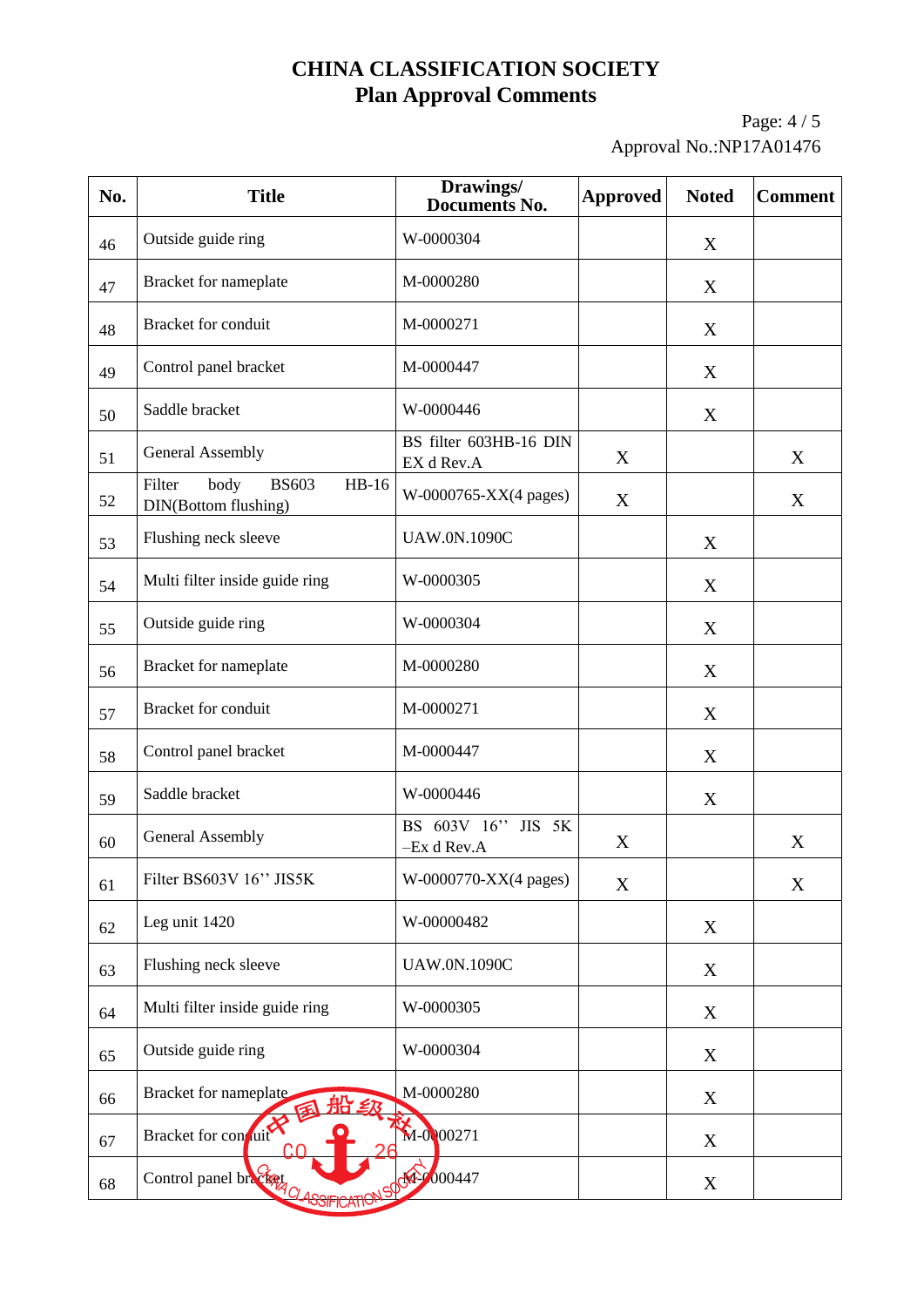# CHINA CLASSIFICATION SOCIETY
## Plan Approval Comments

Approval No.:NP17A01476

| No. | Title | Drawings/ Documents No. | Approved | Noted | Comment |
|---|---|---|---|---|---|
| 46 | Outside guide ring | W-0000304 | | X | |
| 47 | Bracket for nameplate | M-0000280 | | X | |
| 48 | Bracket for conduit | M-0000271 | | X | |
| 49 | Control panel bracket | M-0000447 | | X | |
| 50 | Saddle bracket | W-0000446 | | X | |
| 51 | General Assembly | BS filter 603HB-16 DIN EX d Rev.A | X | | X |
| 52 | Filter body BS603 HB-16 DIN(Bottom flushing) | W-0000765-XX(4 pages) | X | | X |
| 53 | Flushing neck sleeve | UAW.0N.1090C | | X | |
| 54 | Multi filter inside guide ring | W-0000305 | | X | |
| 55 | Outside guide ring | W-0000304 | | X | |
| 56 | Bracket for nameplate | M-0000280 | | X | |
| 57 | Bracket for conduit | M-0000271 | | X | |
| 58 | Control panel bracket | M-0000447 | | X | |
| 59 | Saddle bracket | W-0000446 | | X | |
| 60 | General Assembly | BS 603V 16’’ JIS 5K –Ex d Rev.A | X | | X |
| 61 | Filter BS603V 16’’ JIS5K | W-0000770-XX(4 pages) | X | | X |
| 62 | Leg unit 1420 | W-00000482 | | X | |
| 63 | Flushing neck sleeve | UAW.0N.1090C | | X | |
| 64 | Multi filter inside guide ring | W-0000305 | | X | |
| 65 | Outside guide ring | W-0000304 | | X | |
| 66 | Bracket for nameplate | M-0000280 | | X | |
| 67 | Bracket for conduit | M-0000271 | | X | |
| 68 | Control panel bracket | M-0000447 | | X | |

中国船级社 CO 26 CHINA CLASSIFICATION SOCIETY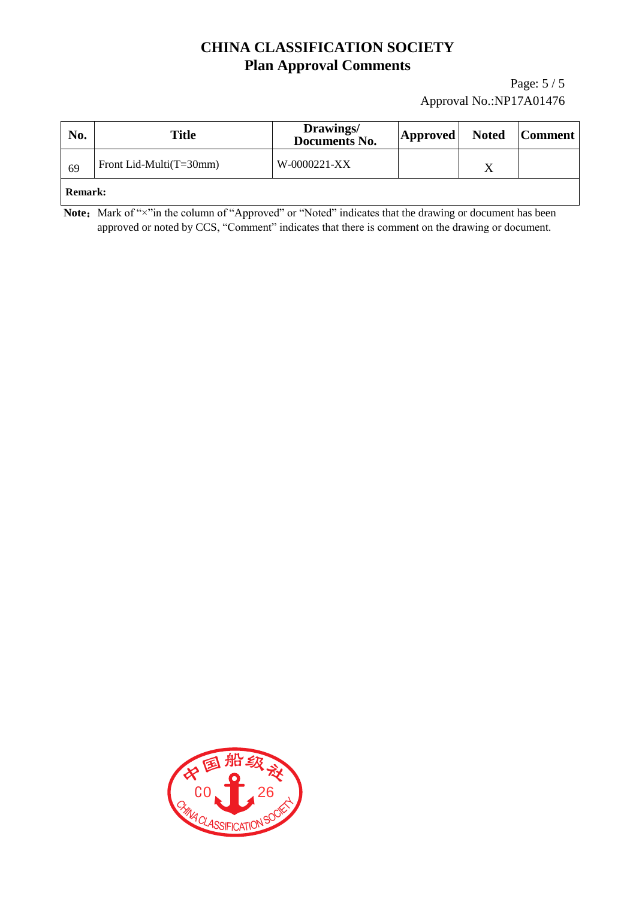# CHINA CLASSIFICATION SOCIETY
## Plan Approval Comments

Approval No.:NP17A01476

| No. | Title | Drawings/ Documents No. | Approved | Noted | Comment |
|---|---|---|---|---|---|
| 69 | Front Lid-Multi(T=30mm) | W-0000221-XX | | X | |
| **Remark:** | | | | | |

**Note：** Mark of "×"in the column of "Approved" or "Noted" indicates that the drawing or document has been approved or noted by CCS, "Comment" indicates that there is comment on the drawing or document.

中国船级社 CO 26 CHINA CLASSIFICATION SOCIETY